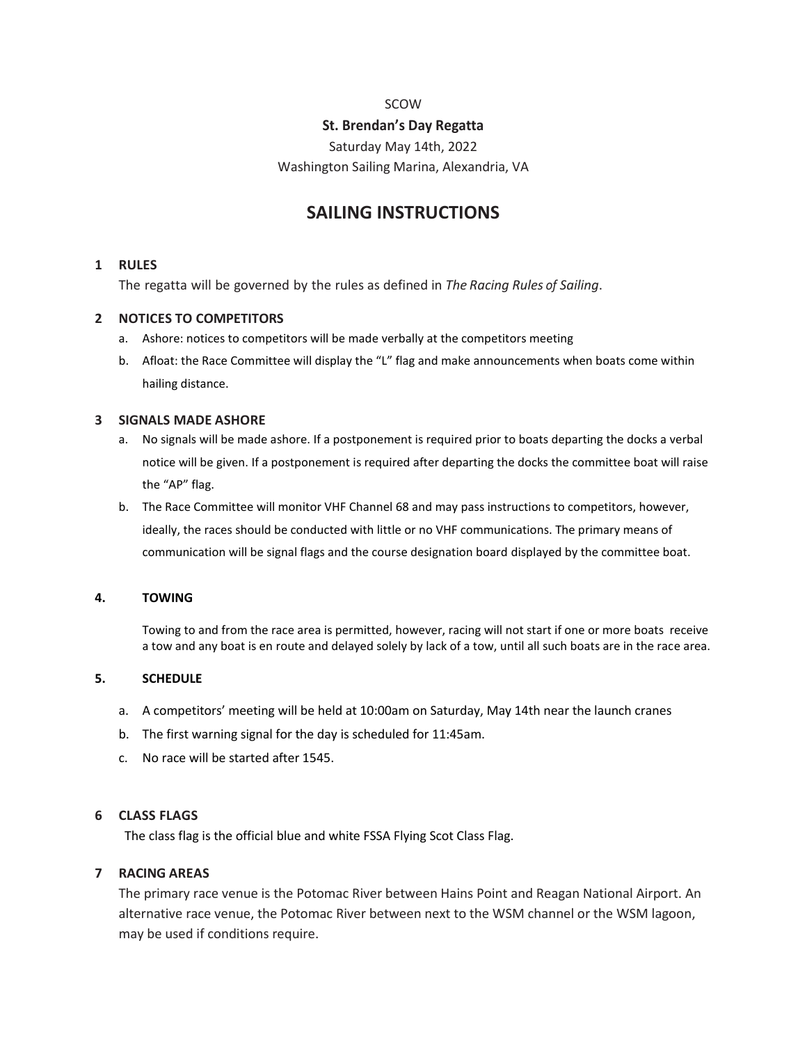SCOW

**St. Brendan's Day Regatta**

Saturday May 14th, 2022

Washington Sailing Marina, Alexandria, VA

# SAILING INSTRUCTIONS

## 1 RULES

The regatta will be governed by the rules as defined in *The Racing Rules of Sailing*.

## 2 NOTICES TO COMPETITORS

a. Ashore: notices to competitors will be made verbally at the competitors meeting
b. Afloat: the Race Committee will display the "L" flag and make announcements when boats come within hailing distance.

## 3 SIGNALS MADE ASHORE

a. No signals will be made ashore. If a postponement is required prior to boats departing the docks a verbal notice will be given. If a postponement is required after departing the docks the committee boat will raise the "AP" flag.
b. The Race Committee will monitor VHF Channel 68 and may pass instructions to competitors, however, ideally, the races should be conducted with little or no VHF communications. The primary means of communication will be signal flags and the course designation board displayed by the committee boat.

## 4. TOWING

Towing to and from the race area is permitted, however, racing will not start if one or more boats receive a tow and any boat is en route and delayed solely by lack of a tow, until all such boats are in the race area.

## 5. SCHEDULE

a. A competitors' meeting will be held at 10:00am on Saturday, May 14th near the launch cranes
b. The first warning signal for the day is scheduled for 11:45am.
c. No race will be started after 1545.

## 6 CLASS FLAGS

The class flag is the official blue and white FSSA Flying Scot Class Flag.

## 7 RACING AREAS

The primary race venue is the Potomac River between Hains Point and Reagan National Airport. An alternative race venue, the Potomac River between next to the WSM channel or the WSM lagoon, may be used if conditions require.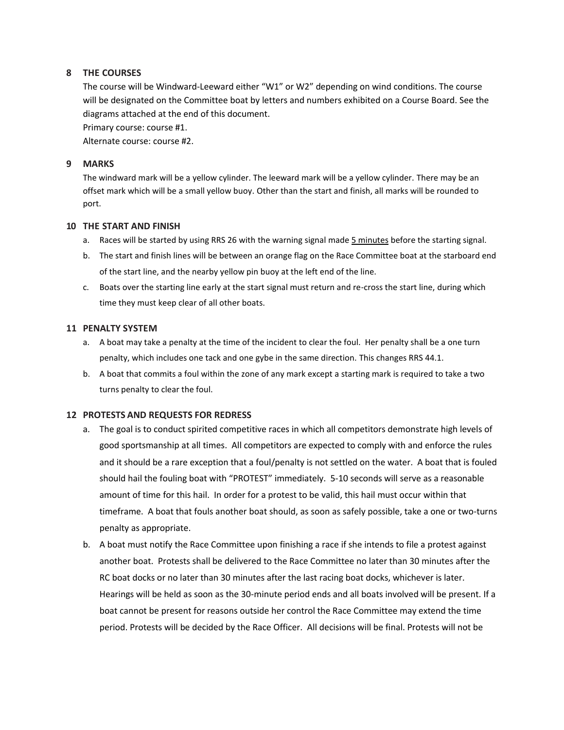## 8 THE COURSES

The course will be Windward-Leeward either "W1" or W2" depending on wind conditions. The course will be designated on the Committee boat by letters and numbers exhibited on a Course Board. See the diagrams attached at the end of this document.

Primary course: course #1.

Alternate course: course #2.

## 9 MARKS

The windward mark will be a yellow cylinder. The leeward mark will be a yellow cylinder. There may be an offset mark which will be a small yellow buoy. Other than the start and finish, all marks will be rounded to port.

## 10 THE START AND FINISH

a. Races will be started by using RRS 26 with the warning signal made <u>5 minutes</u> before the starting signal.

b. The start and finish lines will be between an orange flag on the Race Committee boat at the starboard end of the start line, and the nearby yellow pin buoy at the left end of the line.

c. Boats over the starting line early at the start signal must return and re-cross the start line, during which time they must keep clear of all other boats.

## 11 PENALTY SYSTEM

a. A boat may take a penalty at the time of the incident to clear the foul. Her penalty shall be a one turn penalty, which includes one tack and one gybe in the same direction. This changes RRS 44.1.

b. A boat that commits a foul within the zone of any mark except a starting mark is required to take a two turns penalty to clear the foul.

## 12 PROTESTS AND REQUESTS FOR REDRESS

a. The goal is to conduct spirited competitive races in which all competitors demonstrate high levels of good sportsmanship at all times. All competitors are expected to comply with and enforce the rules and it should be a rare exception that a foul/penalty is not settled on the water. A boat that is fouled should hail the fouling boat with "PROTEST" immediately. 5-10 seconds will serve as a reasonable amount of time for this hail. In order for a protest to be valid, this hail must occur within that timeframe. A boat that fouls another boat should, as soon as safely possible, take a one or two-turns penalty as appropriate.

b. A boat must notify the Race Committee upon finishing a race if she intends to file a protest against another boat. Protests shall be delivered to the Race Committee no later than 30 minutes after the RC boat docks or no later than 30 minutes after the last racing boat docks, whichever is later. Hearings will be held as soon as the 30-minute period ends and all boats involved will be present. If a boat cannot be present for reasons outside her control the Race Committee may extend the time period. Protests will be decided by the Race Officer. All decisions will be final. Protests will not be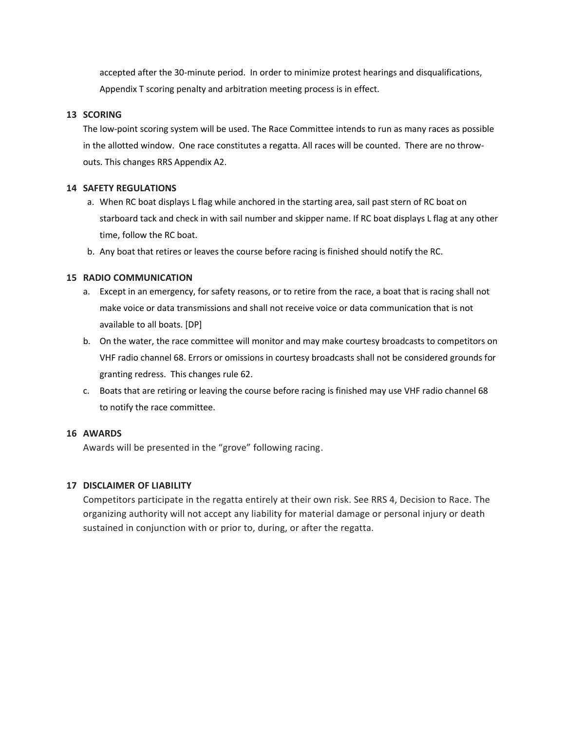accepted after the 30-minute period. In order to minimize protest hearings and disqualifications, Appendix T scoring penalty and arbitration meeting process is in effect.

## 13 SCORING

The low-point scoring system will be used. The Race Committee intends to run as many races as possible in the allotted window. One race constitutes a regatta. All races will be counted. There are no throw-outs. This changes RRS Appendix A2.

## 14 SAFETY REGULATIONS

a. When RC boat displays L flag while anchored in the starting area, sail past stern of RC boat on starboard tack and check in with sail number and skipper name. If RC boat displays L flag at any other time, follow the RC boat.
b. Any boat that retires or leaves the course before racing is finished should notify the RC.

## 15 RADIO COMMUNICATION

a. Except in an emergency, for safety reasons, or to retire from the race, a boat that is racing shall not make voice or data transmissions and shall not receive voice or data communication that is not available to all boats. [DP]
b. On the water, the race committee will monitor and may make courtesy broadcasts to competitors on VHF radio channel 68. Errors or omissions in courtesy broadcasts shall not be considered grounds for granting redress. This changes rule 62.
c. Boats that are retiring or leaving the course before racing is finished may use VHF radio channel 68 to notify the race committee.

## 16 AWARDS

Awards will be presented in the "grove" following racing.

## 17 DISCLAIMER OF LIABILITY

Competitors participate in the regatta entirely at their own risk. See RRS 4, Decision to Race. The organizing authority will not accept any liability for material damage or personal injury or death sustained in conjunction with or prior to, during, or after the regatta.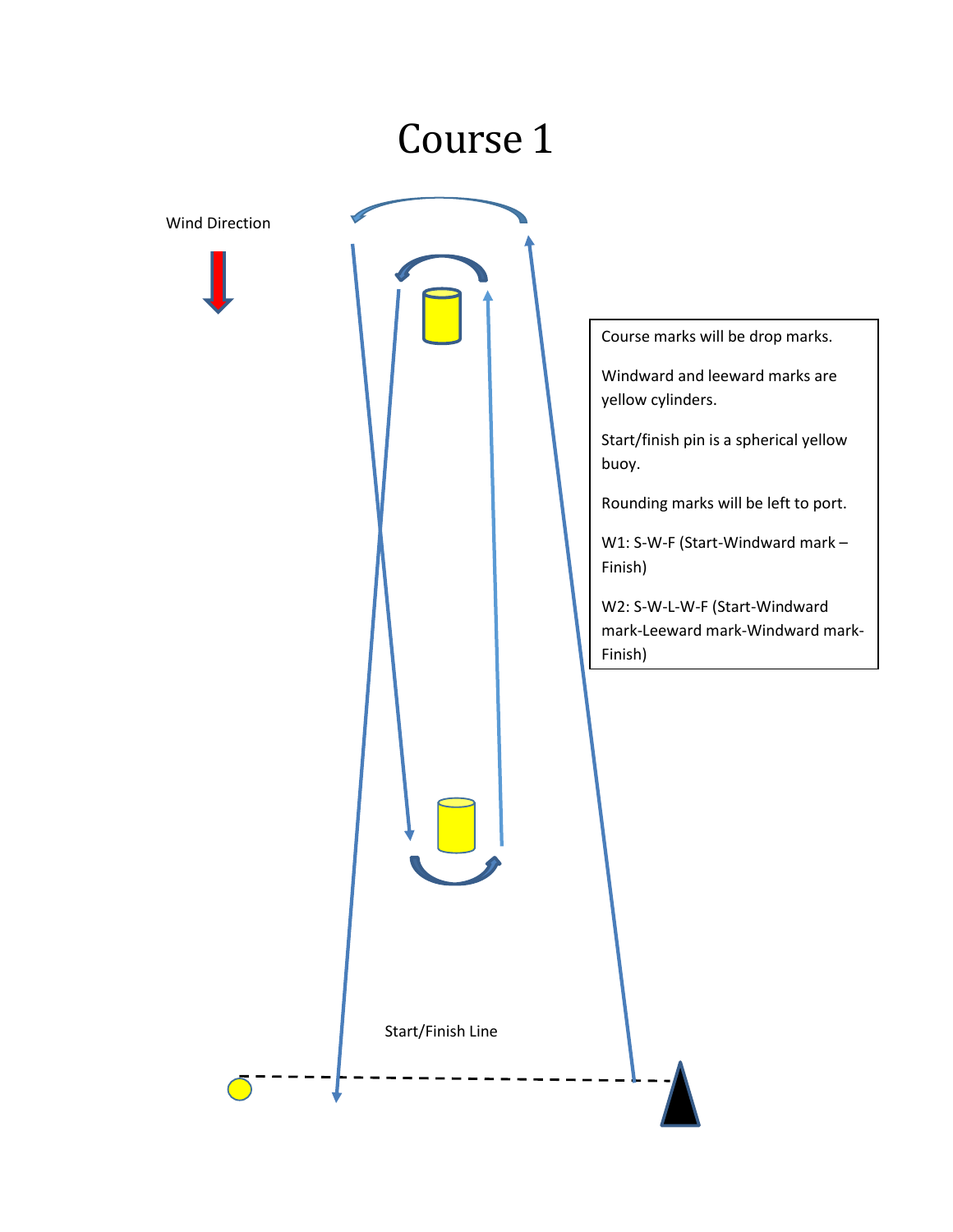# Course 1

Wind Direction

Course marks will be drop marks.

Windward and leeward marks are yellow cylinders.

Start/finish pin is a spherical yellow buoy.

Rounding marks will be left to port.

W1: S-W-F (Start-Windward mark – Finish)

W2: S-W-L-W-F (Start-Windward mark-Leeward mark-Windward mark-Finish)

Start/Finish Line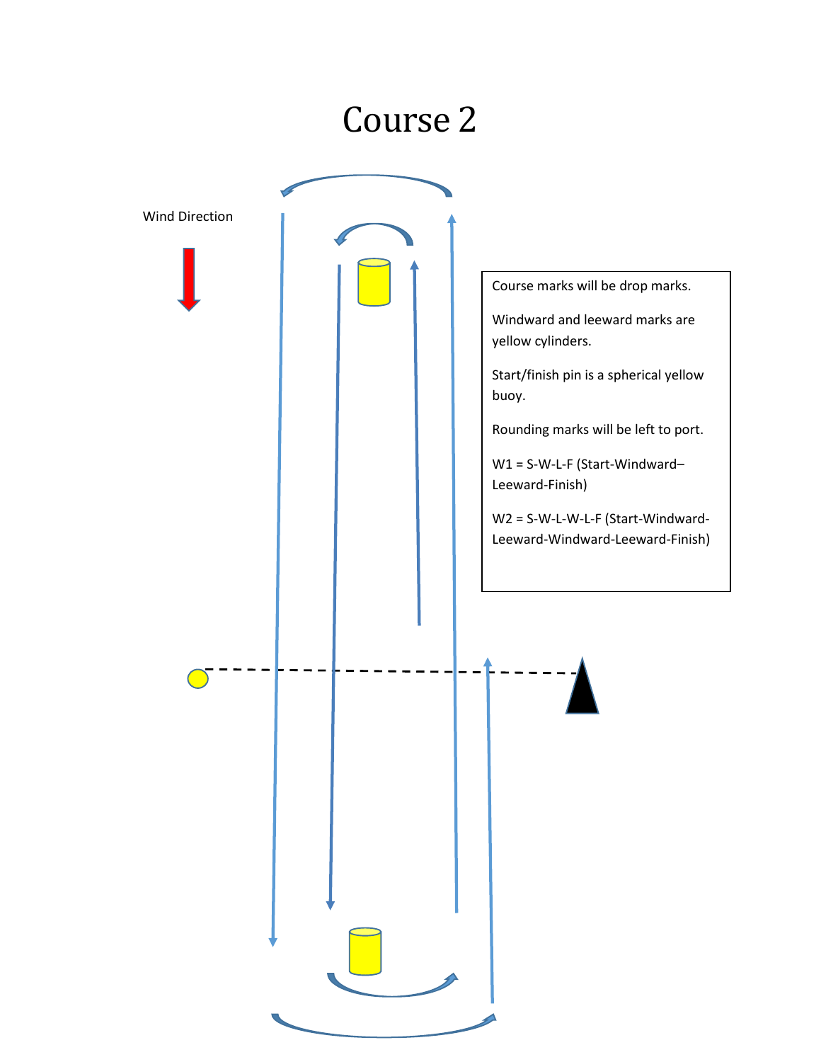# Course 2

Wind Direction

Course marks will be drop marks.

Windward and leeward marks are yellow cylinders.

Start/finish pin is a spherical yellow buoy.

Rounding marks will be left to port.

W1 = S-W-L-F (Start-Windward–Leeward-Finish)

W2 = S-W-L-W-L-F (Start-Windward-Leeward-Windward-Leeward-Finish)